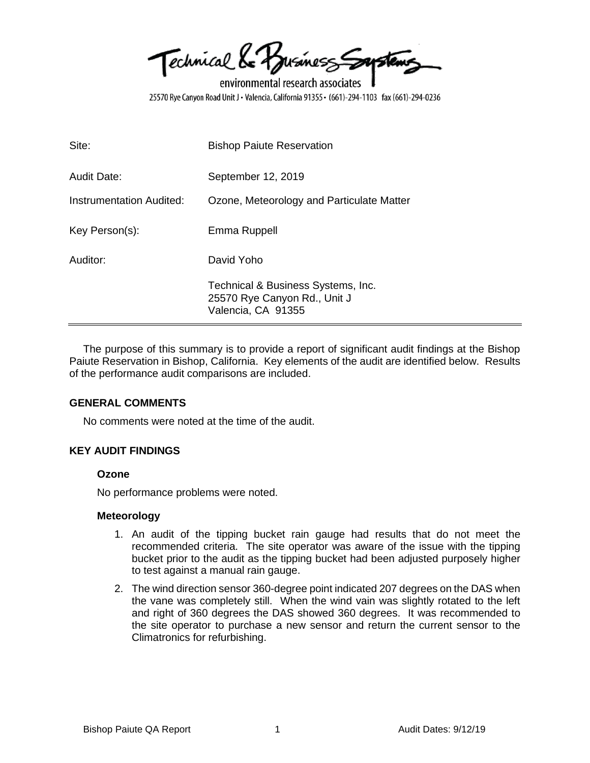Technical & Business Systems

environmental research associates

25570 Rye Canyon Road Unit J • Valencia, California 91355 • (661)-294-1103 fax (661)-294-0236

| | |
|---|---|
| Site: | Bishop Paiute Reservation |
| Audit Date: | September 12, 2019 |
| Instrumentation Audited: | Ozone, Meteorology and Particulate Matter |
| Key Person(s): | Emma Ruppell |
| Auditor: | David Yoho |
| | Technical & Business Systems, Inc.<br>25570 Rye Canyon Rd., Unit J<br>Valencia, CA 91355 |

The purpose of this summary is to provide a report of significant audit findings at the Bishop Paiute Reservation in Bishop, California. Key elements of the audit are identified below. Results of the performance audit comparisons are included.

## GENERAL COMMENTS

No comments were noted at the time of the audit.

## KEY AUDIT FINDINGS

### Ozone

No performance problems were noted.

### Meteorology

1. An audit of the tipping bucket rain gauge had results that do not meet the recommended criteria. The site operator was aware of the issue with the tipping bucket prior to the audit as the tipping bucket had been adjusted purposely higher to test against a manual rain gauge.
2. The wind direction sensor 360-degree point indicated 207 degrees on the DAS when the vane was completely still. When the wind vain was slightly rotated to the left and right of 360 degrees the DAS showed 360 degrees. It was recommended to the site operator to purchase a new sensor and return the current sensor to the Climatronics for refurbishing.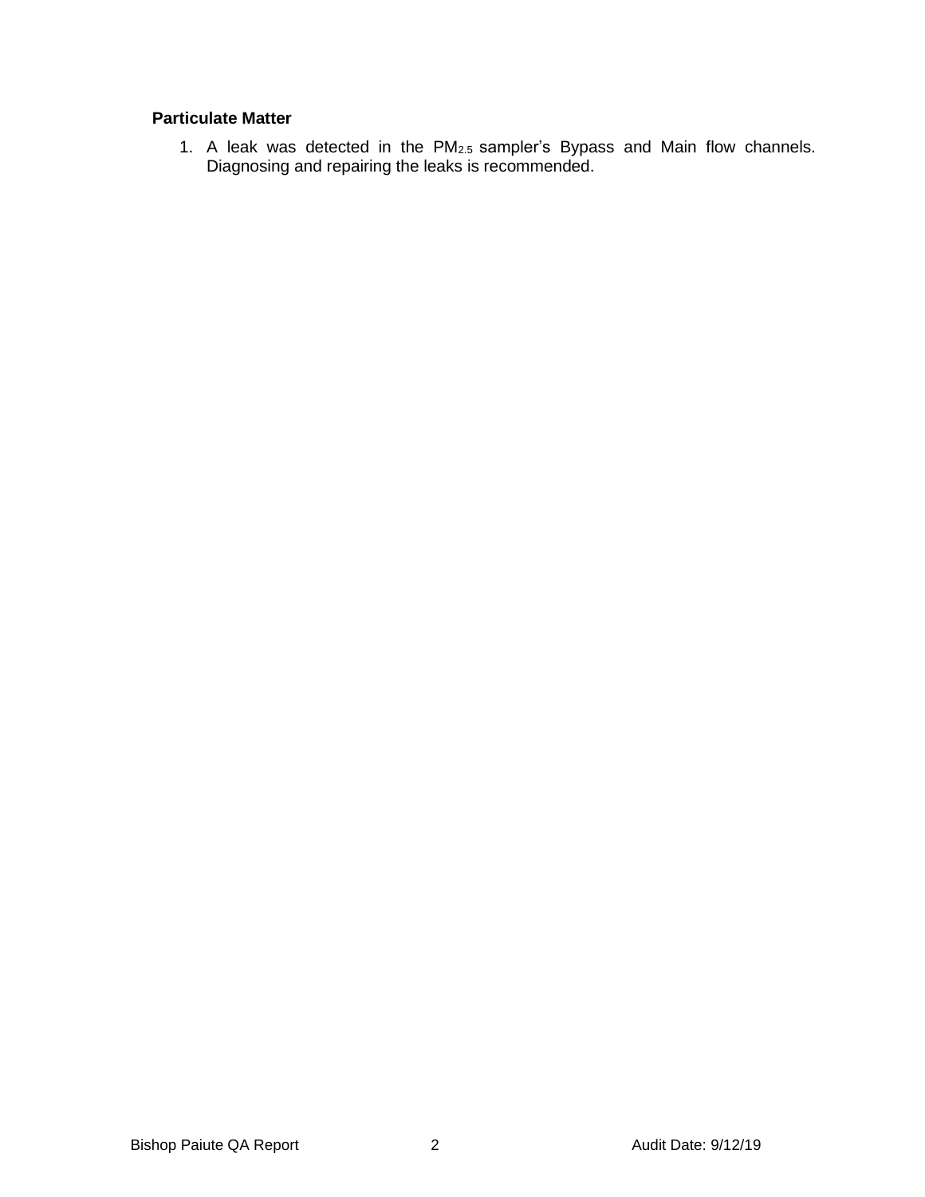**Particulate Matter**

1. A leak was detected in the $PM_{2.5}$ sampler's Bypass and Main flow channels. Diagnosing and repairing the leaks is recommended.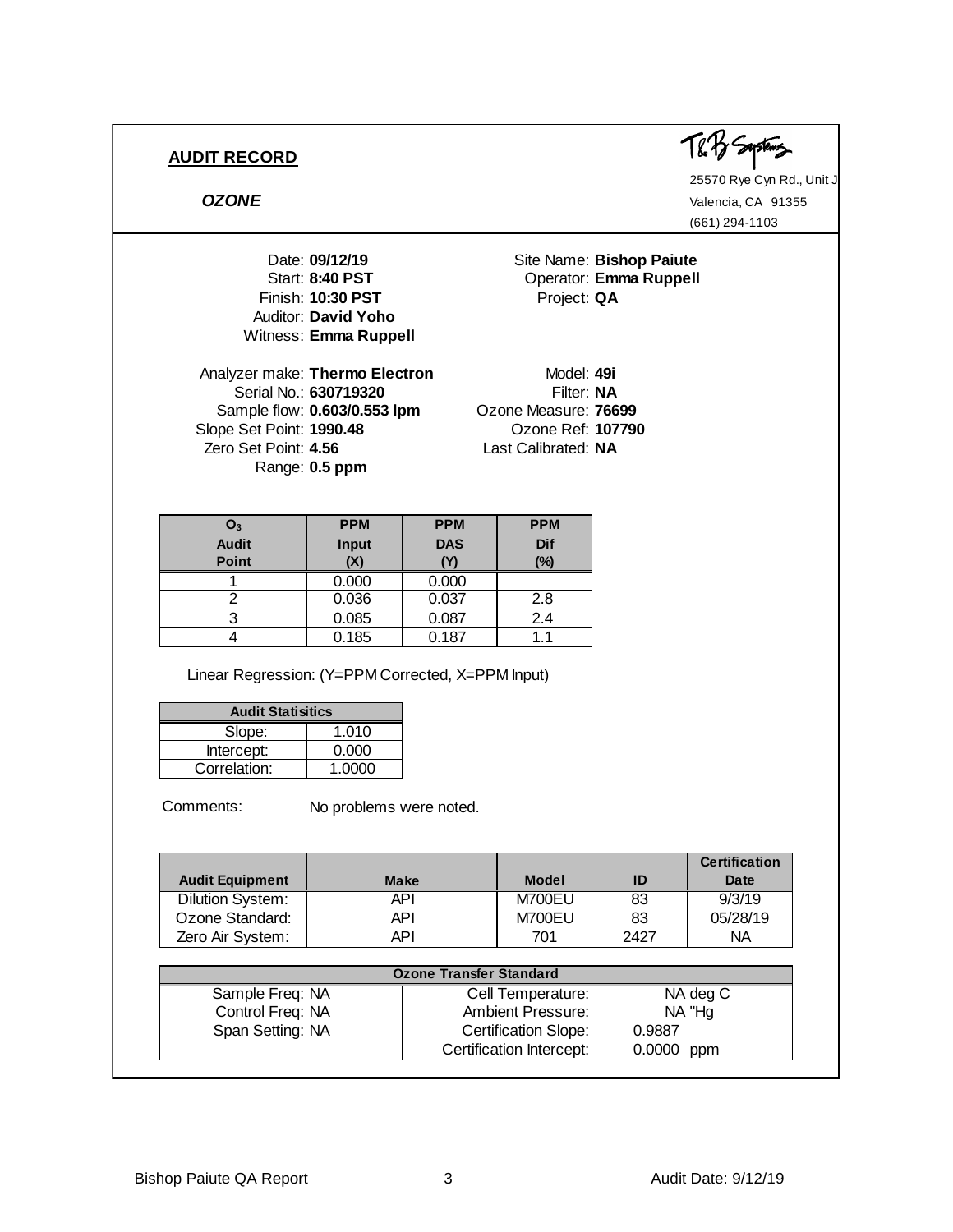## AUDIT RECORD

***OZONE***

T&B Systems
25570 Rye Cyn Rd., Unit J
Valencia, CA 91355
(661) 294-1103

Date: **09/12/19**
Start: **8:40 PST**
Finish: **10:30 PST**
Auditor: **David Yoho**
Witness: **Emma Ruppell**

Site Name: **Bishop Paiute**
Operator: **Emma Ruppell**
Project: **QA**

Analyzer make: **Thermo Electron**
Serial No.: **630719320**
Sample flow: **0.603/0.553 lpm**
Slope Set Point: **1990.48**
Zero Set Point: **4.56**
Range: **0.5 ppm**

Model: **49i**
Filter: **NA**
Ozone Measure: **76699**
Ozone Ref: **107790**
Last Calibrated: **NA**

| $O_3$ Audit Point | PPM Input (X) | PPM DAS (Y) | PPM Dif (%) |
|---|---|---|---|
| 1 | 0.000 | 0.000 | |
| 2 | 0.036 | 0.037 | 2.8 |
| 3 | 0.085 | 0.087 | 2.4 |
| 4 | 0.185 | 0.187 | 1.1 |

Linear Regression: (Y=PPM Corrected, X=PPM Input)

| Audit Statisitics | |
|---|---|
| Slope: | 1.010 |
| Intercept: | 0.000 |
| Correlation: | 1.0000 |

Comments: No problems were noted.

| Audit Equipment | Make | Model | ID | Certification Date |
|---|---|---|---|---|
| Dilution System: | API | M700EU | 83 | 9/3/19 |
| Ozone Standard: | API | M700EU | 83 | 05/28/19 |
| Zero Air System: | API | 701 | 2427 | NA |

| Ozone Transfer Standard | | |
|---|---|---|
| Sample Freq: NA | Cell Temperature: | NA deg C |
| Control Freq: NA | Ambient Pressure: | NA "Hg |
| Span Setting: NA | Certification Slope: | 0.9887 |
| | Certification Intercept: | 0.0000 ppm |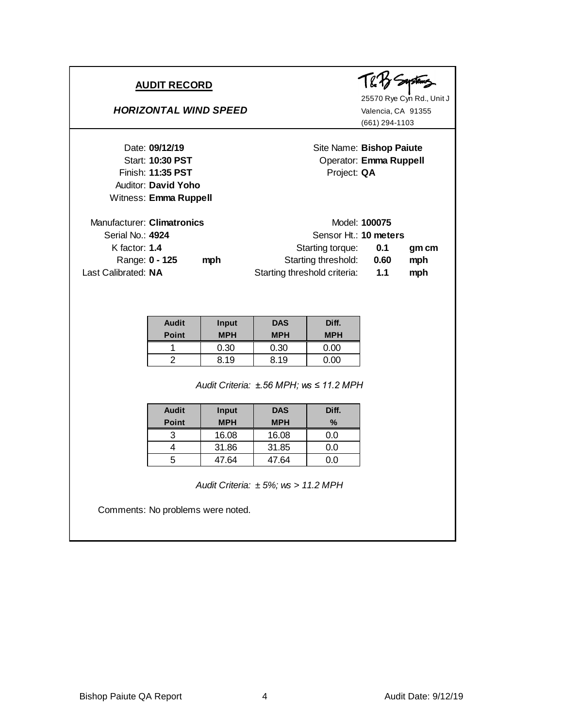## AUDIT RECORD

T&B Systems
25570 Rye Cyn Rd., Unit J
Valencia, CA 91355
(661) 294-1103

### *HORIZONTAL WIND SPEED*

Date: **09/12/19**
Start: **10:30 PST**
Finish: **11:35 PST**
Auditor: **David Yoho**
Witness: **Emma Ruppell**

Site Name: **Bishop Paiute**
Operator: **Emma Ruppell**
Project: **QA**

Manufacturer: **Climatronics**
Serial No.: **4924**
K factor: **1.4**
Range: **0 - 125** **mph**
Last Calibrated: **NA**

Model: **100075**
Sensor Ht.: **10 meters**
Starting torque: **0.1** **gm cm**
Starting threshold: **0.60** **mph**
Starting threshold criteria: **1.1** **mph**

| Audit Point | Input MPH | DAS MPH | Diff. MPH |
|---|---|---|---|
| 1 | 0.30 | 0.30 | 0.00 |
| 2 | 8.19 | 8.19 | 0.00 |

*Audit Criteria: ±.56 MPH; ws ≤ 11.2 MPH*

| Audit Point | Input MPH | DAS MPH | Diff. % |
|---|---|---|---|
| 3 | 16.08 | 16.08 | 0.0 |
| 4 | 31.86 | 31.85 | 0.0 |
| 5 | 47.64 | 47.64 | 0.0 |

*Audit Criteria: ± 5%; ws > 11.2 MPH*

Comments: No problems were noted.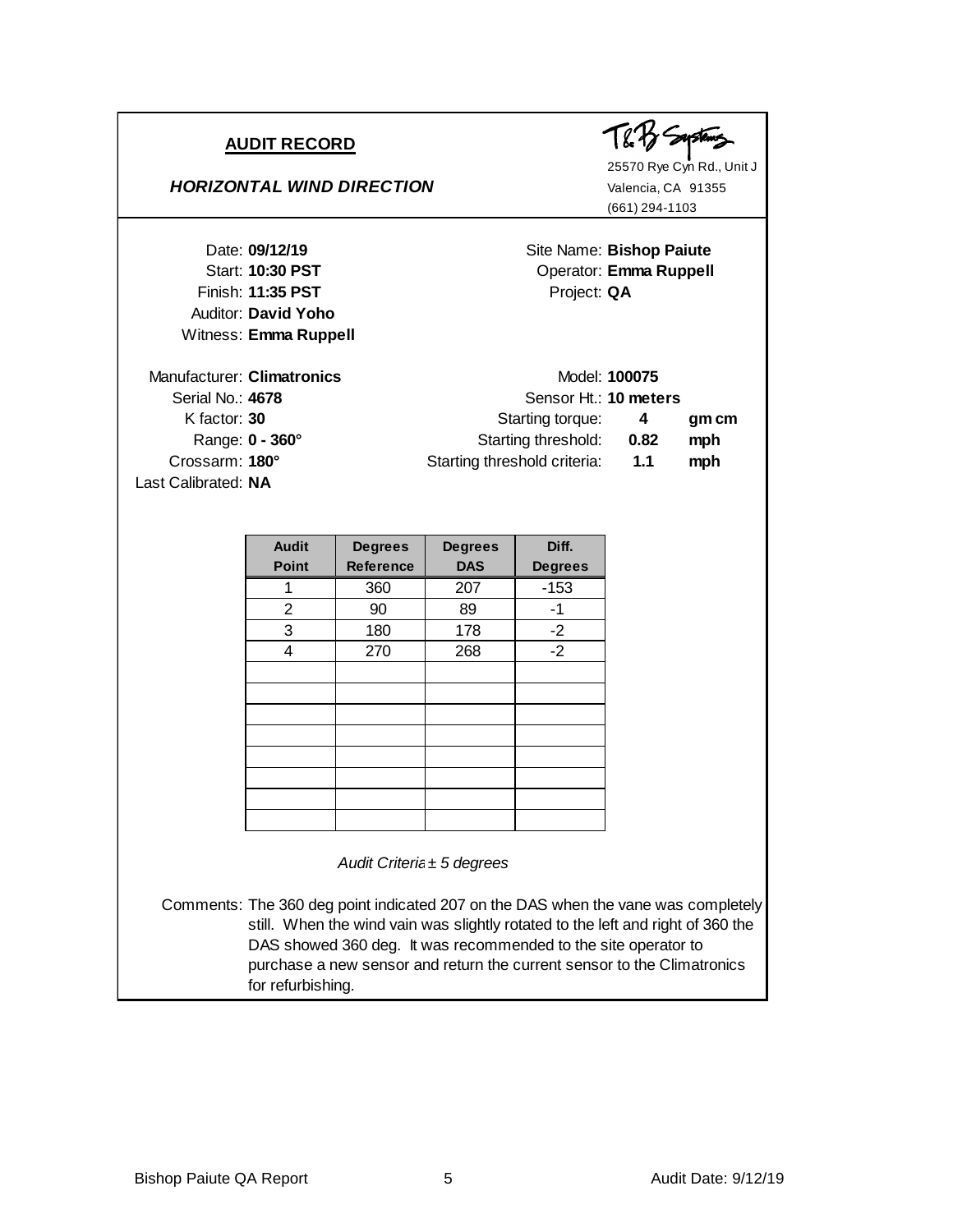## AUDIT RECORD

### *HORIZONTAL WIND DIRECTION*

T&B Systems
25570 Rye Cyn Rd., Unit J
Valencia, CA 91355
(661) 294-1103

Date: **09/12/19**
Start: **10:30 PST**
Finish: **11:35 PST**
Auditor: **David Yoho**
Witness: **Emma Ruppell**

Site Name: **Bishop Paiute**
Operator: **Emma Ruppell**
Project: **QA**

Manufacturer: **Climatronics**
Serial No.: **4678**
K factor: **30**
Range: **0 - 360°**
Crossarm: **180°**
Last Calibrated: **NA**

Model: **100075**
Sensor Ht.: **10 meters**
Starting torque: **4** **gm cm**
Starting threshold: **0.82** **mph**
Starting threshold criteria: **1.1** **mph**

| Audit Point | Degrees Reference | Degrees DAS | Diff. Degrees |
|---|---|---|---|
| 1 | 360 | 207 | -153 |
| 2 | 90 | 89 | -1 |
| 3 | 180 | 178 | -2 |
| 4 | 270 | 268 | -2 |
| | | | |
| | | | |
| | | | |
| | | | |
| | | | |
| | | | |
| | | | |
| | | | |

*Audit Criteria ± 5 degrees*

Comments: The 360 deg point indicated 207 on the DAS when the vane was completely still. When the wind vain was slightly rotated to the left and right of 360 the DAS showed 360 deg. It was recommended to the site operator to purchase a new sensor and return the current sensor to the Climatronics for refurbishing.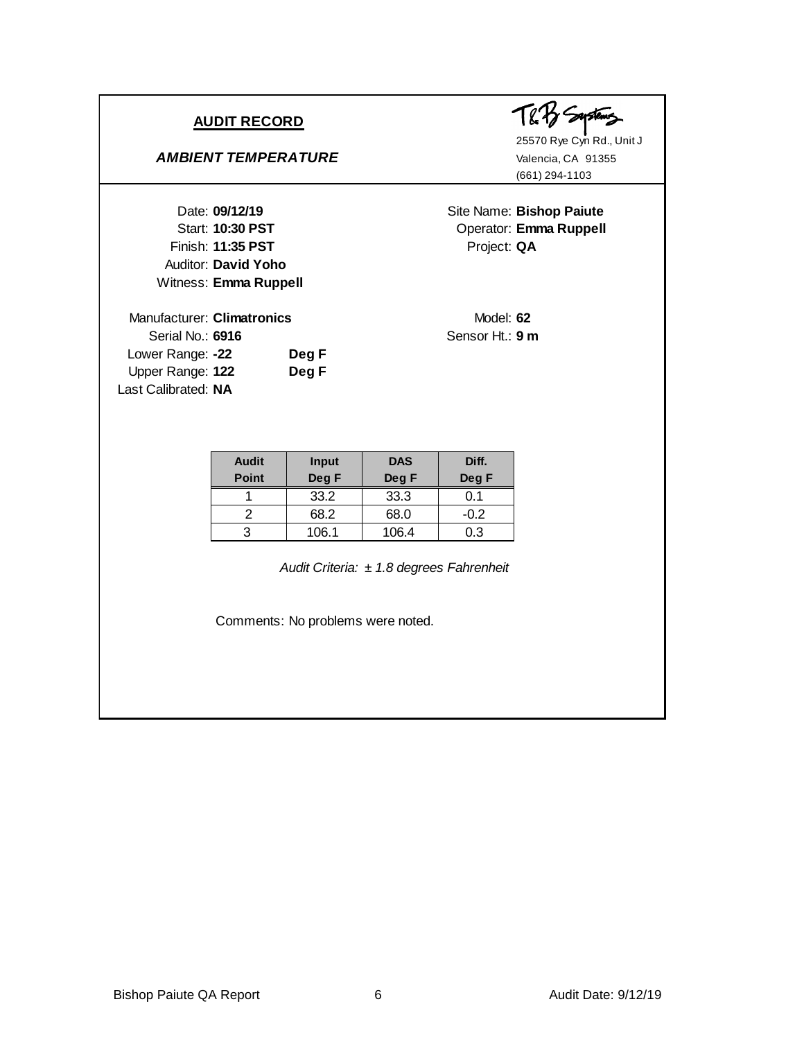## AUDIT RECORD

### *AMBIENT TEMPERATURE*

T&B Systems
25570 Rye Cyn Rd., Unit J
Valencia, CA 91355
(661) 294-1103

Date: **09/12/19**
Start: **10:30 PST**
Finish: **11:35 PST**
Auditor: **David Yoho**
Witness: **Emma Ruppell**

Site Name: **Bishop Paiute**
Operator: **Emma Ruppell**
Project: **QA**

Manufacturer: **Climatronics**
Serial No.: **6916**
Lower Range: **-22** **Deg F**
Upper Range: **122** **Deg F**
Last Calibrated: **NA**

Model: **62**
Sensor Ht.: **9 m**

| Audit Point | Input Deg F | DAS Deg F | Diff. Deg F |
|---|---|---|---|
| 1 | 33.2 | 33.3 | 0.1 |
| 2 | 68.2 | 68.0 | -0.2 |
| 3 | 106.1 | 106.4 | 0.3 |

*Audit Criteria: ± 1.8 degrees Fahrenheit*

Comments: No problems were noted.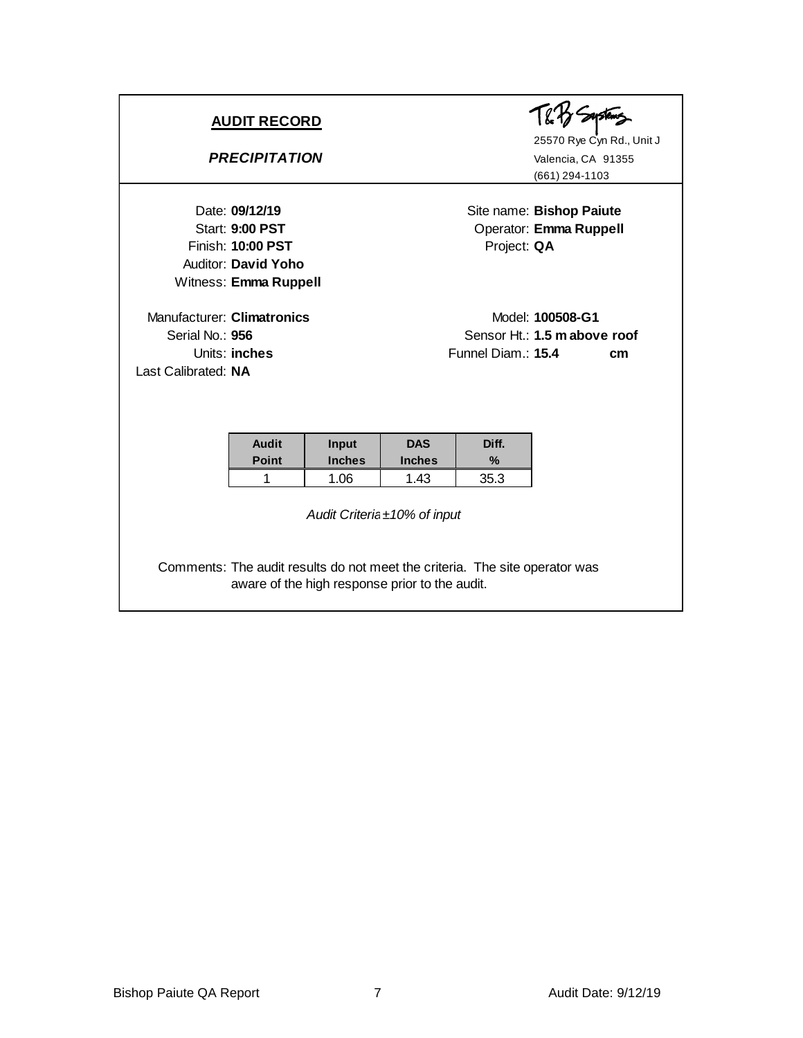## AUDIT RECORD

### *PRECIPITATION*

T&B Systems
25570 Rye Cyn Rd., Unit J
Valencia, CA 91355
(661) 294-1103

Date: **09/12/19**
Start: **9:00 PST**
Finish: **10:00 PST**
Auditor: **David Yoho**
Witness: **Emma Ruppell**

Site name: **Bishop Paiute**
Operator: **Emma Ruppell**
Project: **QA**

Manufacturer: **Climatronics**
Serial No.: **956**
Units: **inches**
Last Calibrated: **NA**

Model: **100508-G1**
Sensor Ht.: **1.5 m above roof**
Funnel Diam.: **15.4 cm**

| Audit Point | Input Inches | DAS Inches | Diff. % |
|---|---|---|---|
| 1 | 1.06 | 1.43 | 35.3 |

*Audit Criteria ±10% of input*

Comments: The audit results do not meet the criteria. The site operator was aware of the high response prior to the audit.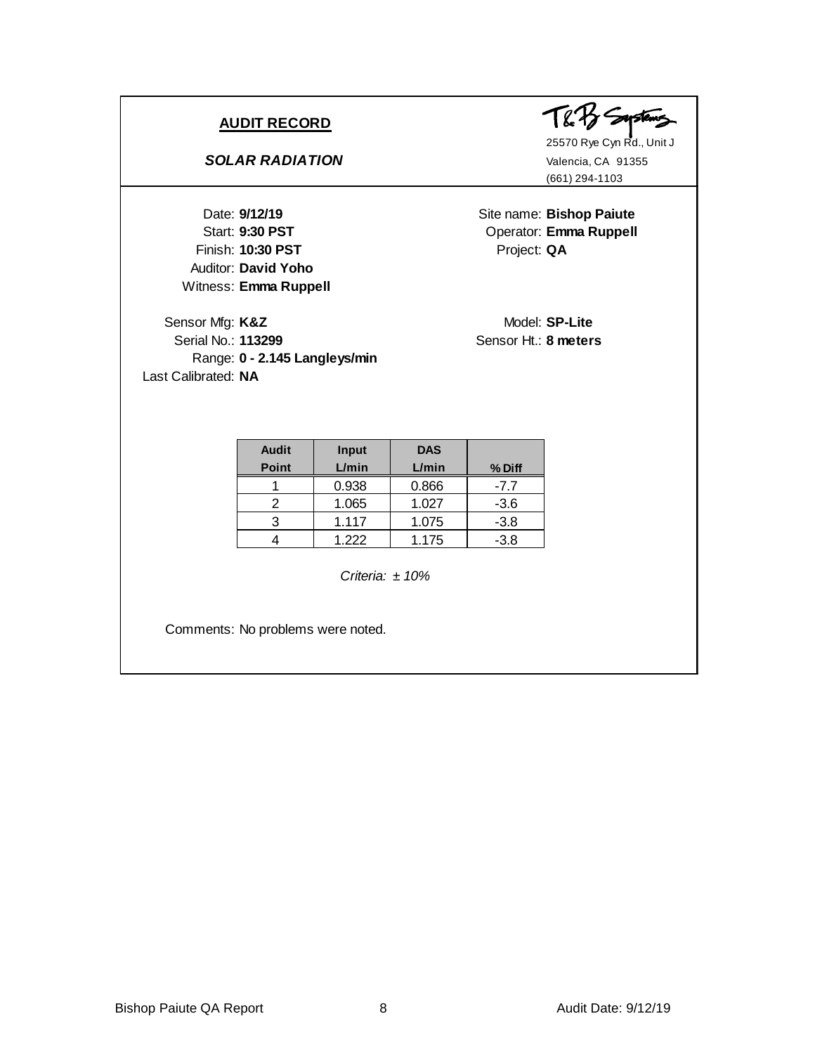## AUDIT RECORD

### *SOLAR RADIATION*

T&B Systems
25570 Rye Cyn Rd., Unit J
Valencia, CA 91355
(661) 294-1103

Date: **9/12/19**
Start: **9:30 PST**
Finish: **10:30 PST**
Auditor: **David Yoho**
Witness: **Emma Ruppell**

Site name: **Bishop Paiute**
Operator: **Emma Ruppell**
Project: **QA**

Sensor Mfg: **K&Z**
Serial No.: **113299**
Range: **0 - 2.145 Langleys/min**
Last Calibrated: **NA**

Model: **SP-Lite**
Sensor Ht.: **8 meters**

| Audit Point | Input L/min | DAS L/min | % Diff |
|---|---|---|---|
| 1 | 0.938 | 0.866 | -7.7 |
| 2 | 1.065 | 1.027 | -3.6 |
| 3 | 1.117 | 1.075 | -3.8 |
| 4 | 1.222 | 1.175 | -3.8 |

*Criteria: ± 10%*

Comments: No problems were noted.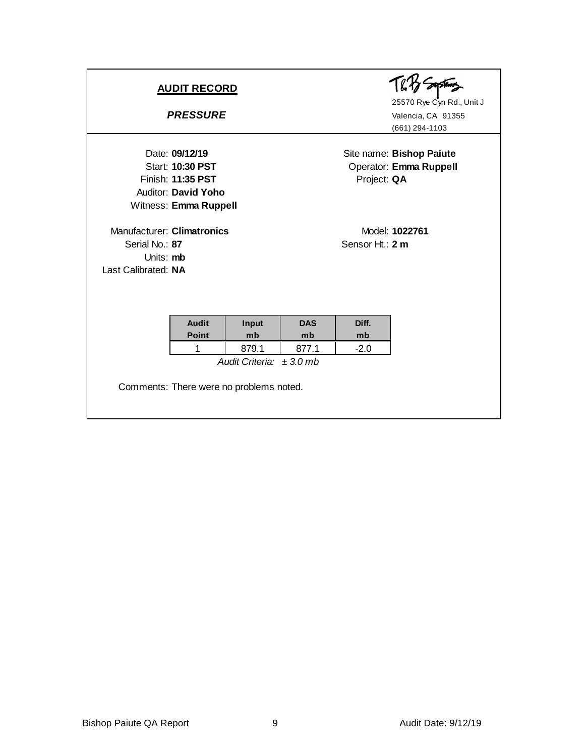## AUDIT RECORD

### *PRESSURE*

T&B Systems
25570 Rye Cyn Rd., Unit J
Valencia, CA 91355
(661) 294-1103

Date: **09/12/19**
Start: **10:30 PST**
Finish: **11:35 PST**
Auditor: **David Yoho**
Witness: **Emma Ruppell**

Site name: **Bishop Paiute**
Operator: **Emma Ruppell**
Project: **QA**

Manufacturer: **Climatronics**
Serial No.: **87**
Units: **mb**
Last Calibrated: **NA**

Model: **1022761**
Sensor Ht.: **2 m**

| Audit Point | Input mb | DAS mb | Diff. mb |
|---|---|---|---|
| 1 | 879.1 | 877.1 | -2.0 |

*Audit Criteria: ± 3.0 mb*

Comments: There were no problems noted.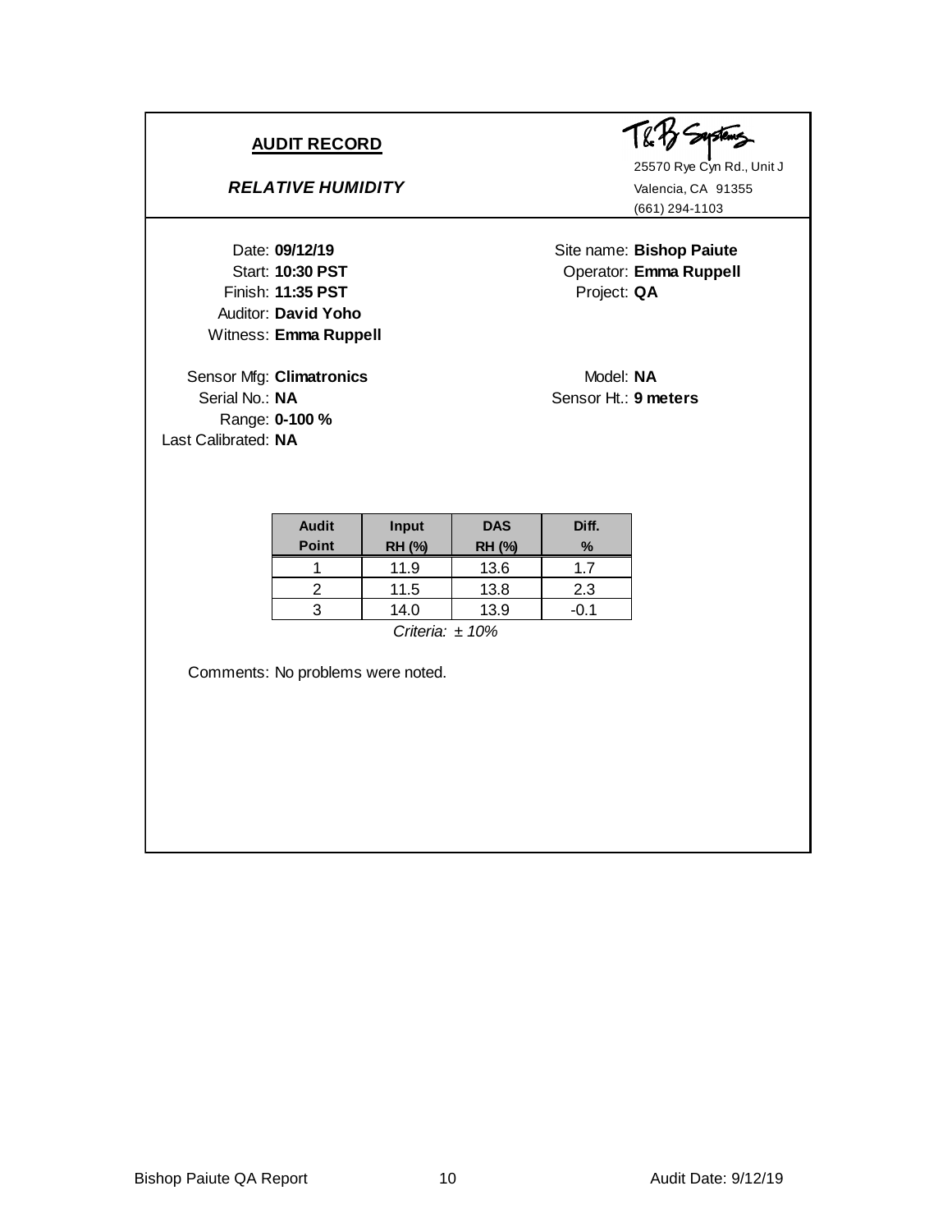## AUDIT RECORD

### *RELATIVE HUMIDITY*

T&B Systems
25570 Rye Cyn Rd., Unit J
Valencia, CA 91355
(661) 294-1103

Date: **09/12/19**
Start: **10:30 PST**
Finish: **11:35 PST**
Auditor: **David Yoho**
Witness: **Emma Ruppell**

Site name: **Bishop Paiute**
Operator: **Emma Ruppell**
Project: **QA**

Sensor Mfg: **Climatronics**
Serial No.: **NA**
Range: **0-100 %**
Last Calibrated: **NA**

Model: **NA**
Sensor Ht.: **9 meters**

| Audit Point | Input RH (%) | DAS RH (%) | Diff. % |
|---|---|---|---|
| 1 | 11.9 | 13.6 | 1.7 |
| 2 | 11.5 | 13.8 | 2.3 |
| 3 | 14.0 | 13.9 | -0.1 |

*Criteria: ± 10%*

Comments: No problems were noted.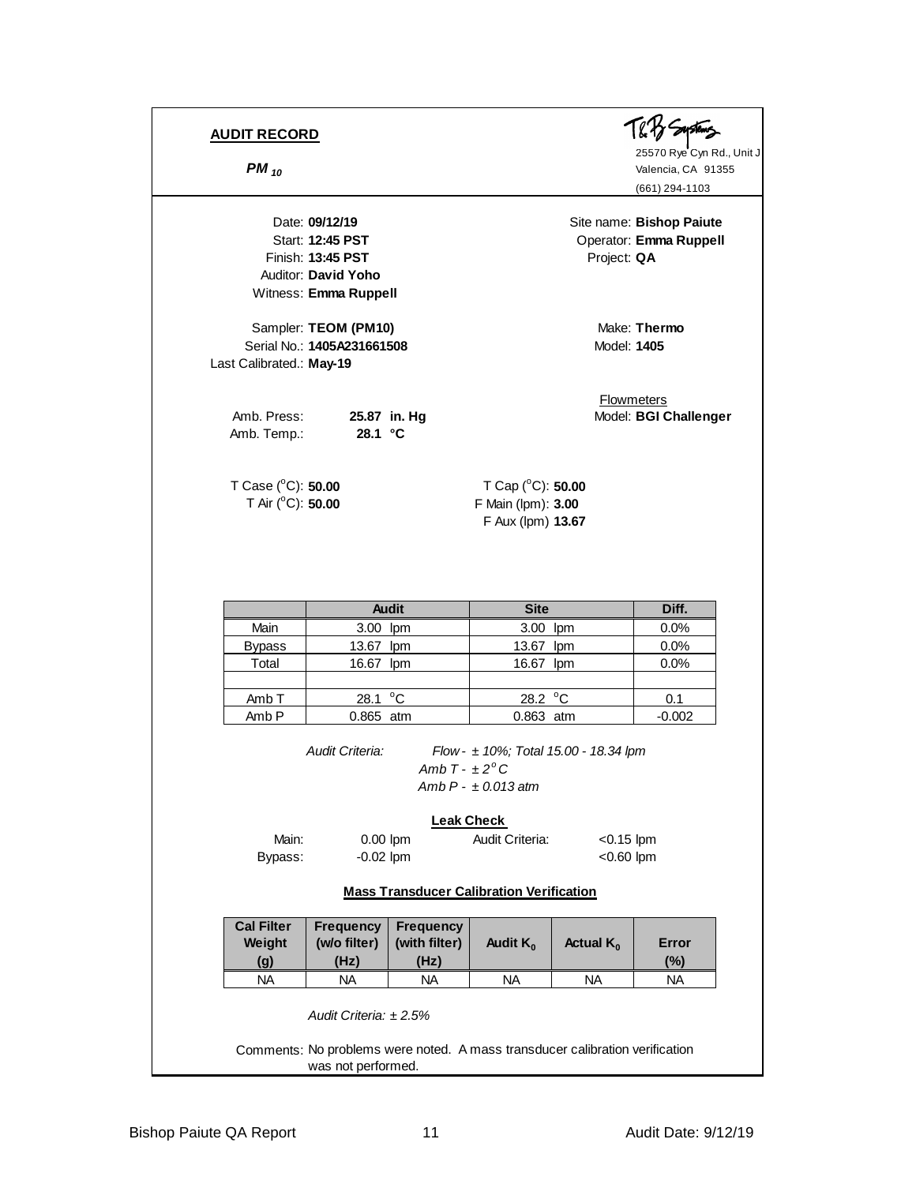## AUDIT RECORD

***$PM_{10}$***

T&B Systems
25570 Rye Cyn Rd., Unit J
Valencia, CA 91355
(661) 294-1103

Date: **09/12/19**
Start: **12:45 PST**
Finish: **13:45 PST**
Auditor: **David Yoho**
Witness: **Emma Ruppell**

Site name: **Bishop Paiute**
Operator: **Emma Ruppell**
Project: **QA**

Sampler: **TEOM (PM10)**
Serial No.: **1405A231661508**
Last Calibrated.: **May-19**

Make: **Thermo**
Model: **1405**

Flowmeters
Model: **BGI Challenger**

Amb. Press: **25.87 in. Hg**
Amb. Temp.: **28.1 °C**

T Case (°C): **50.00**
T Air (°C): **50.00**

T Cap (°C): **50.00**
F Main (lpm): **3.00**
F Aux (lpm) **13.67**

| | Audit | Site | Diff. |
|---|---|---|---|
| Main | 3.00 lpm | 3.00 lpm | 0.0% |
| Bypass | 13.67 lpm | 13.67 lpm | 0.0% |
| Total | 16.67 lpm | 16.67 lpm | 0.0% |
| | | | |
| Amb T | 28.1 °C | 28.2 °C | 0.1 |
| Amb P | 0.865 atm | 0.863 atm | -0.002 |

*Audit Criteria:* *Flow - ± 10%; Total 15.00 - 18.34 lpm*
*Amb T - ± 2°C*
*Amb P - ± 0.013 atm*

**Leak Check**

| | | Audit Criteria: |
|---|---|---|
| Main: | 0.00 lpm | <0.15 lpm |
| Bypass: | -0.02 lpm | <0.60 lpm |

**Mass Transducer Calibration Verification**

| Cal Filter Weight (g) | Frequency (w/o filter) (Hz) | Frequency (with filter) (Hz) | Audit $K_0$ | Actual $K_0$ | Error (%) |
|---|---|---|---|---|---|
| NA | NA | NA | NA | NA | NA |

*Audit Criteria: ± 2.5%*

Comments: No problems were noted. A mass transducer calibration verification was not performed.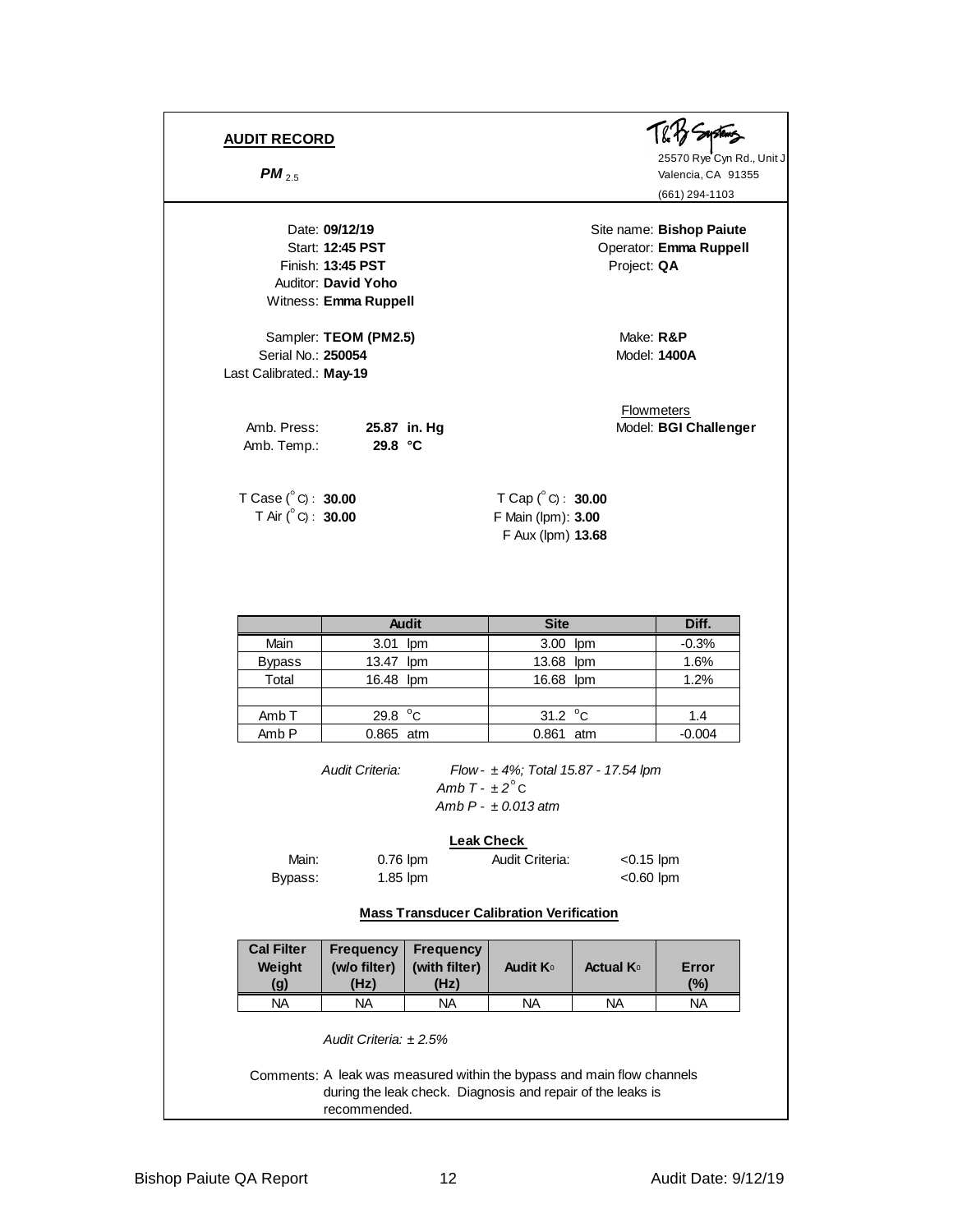## AUDIT RECORD

***PM*** $_{2.5}$

T&B Systems
25570 Rye Cyn Rd., Unit J
Valencia, CA 91355
(661) 294-1103

Date: **09/12/19**
Start: **12:45 PST**
Finish: **13:45 PST**
Auditor: **David Yoho**
Witness: **Emma Ruppell**

Site name: **Bishop Paiute**
Operator: **Emma Ruppell**
Project: **QA**

Sampler: **TEOM (PM2.5)**
Serial No.: **250054**
Last Calibrated.: **May-19**

Make: **R&P**
Model: **1400A**

Amb. Press: **25.87 in. Hg**
Amb. Temp.: **29.8 °C**

Flowmeters
Model: **BGI Challenger**

T Case (°C) : **30.00**
T Air (°C) : **30.00**

T Cap (°C) : **30.00**
F Main (lpm): **3.00**
F Aux (lpm) **13.68**

| | Audit | Site | Diff. |
|---|---|---|---|
| Main | 3.01 lpm | 3.00 lpm | -0.3% |
| Bypass | 13.47 lpm | 13.68 lpm | 1.6% |
| Total | 16.48 lpm | 16.68 lpm | 1.2% |
| | | | |
| Amb T | 29.8 °C | 31.2 °C | 1.4 |
| Amb P | 0.865 atm | 0.861 atm | -0.004 |

*Audit Criteria:* *Flow - ± 4%; Total 15.87 - 17.54 lpm*
*Amb T - ± 2°C*
*Amb P - ± 0.013 atm*

**Leak Check**

| | | | |
|---|---|---|---|
| Main: | 0.76 lpm | Audit Criteria: | <0.15 lpm |
| Bypass: | 1.85 lpm | | <0.60 lpm |

**Mass Transducer Calibration Verification**

| Cal Filter Weight (g) | Frequency (w/o filter) (Hz) | Frequency (with filter) (Hz) | Audit $K_0$ | Actual $K_0$ | Error (%) |
|---|---|---|---|---|---|
| NA | NA | NA | NA | NA | NA |

*Audit Criteria: ± 2.5%*

Comments: A leak was measured within the bypass and main flow channels during the leak check. Diagnosis and repair of the leaks is recommended.